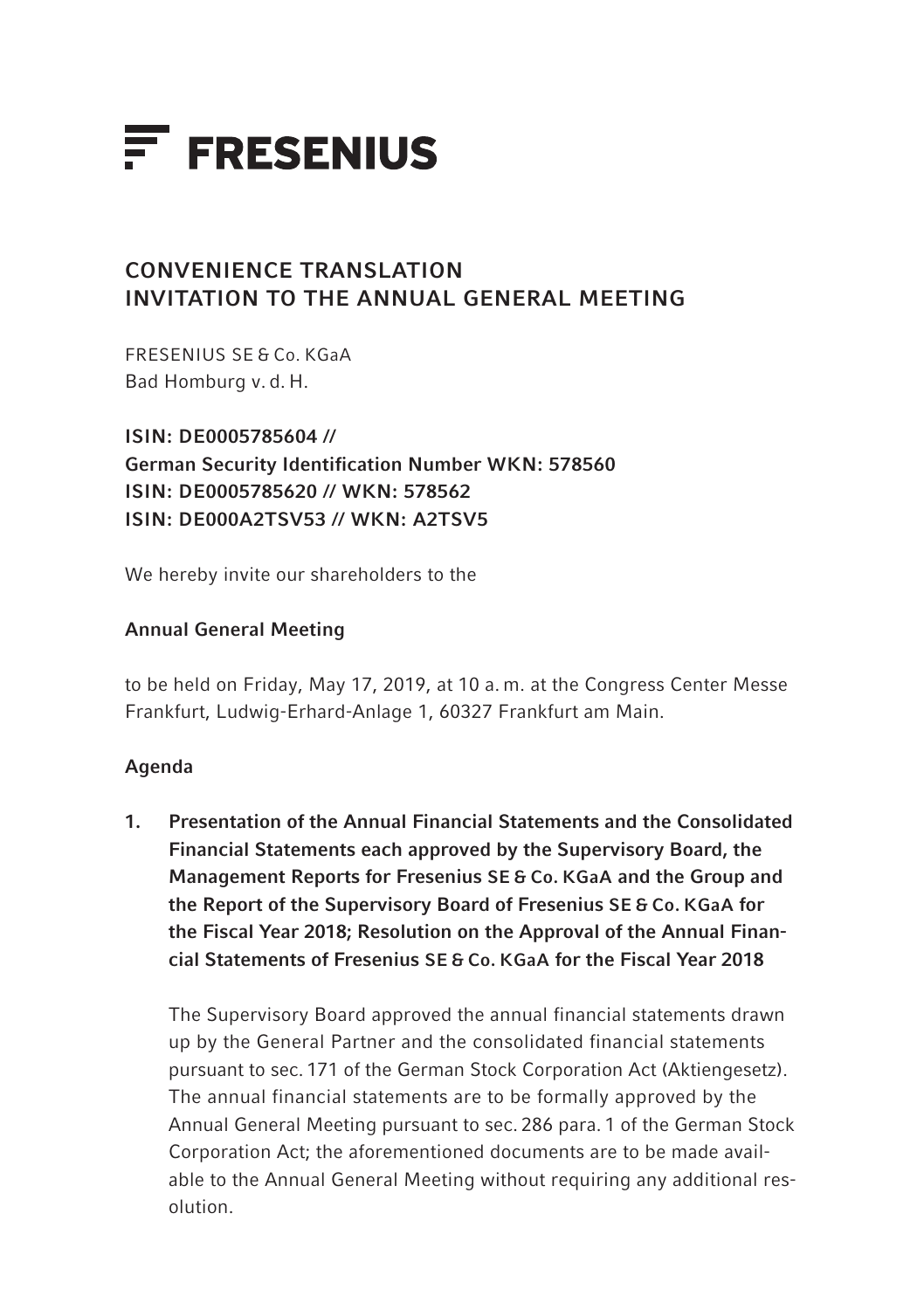# FRESENIUS

## CONVENIENCE TRANSLATION
## INVITATION TO THE ANNUAL GENERAL MEETING

FRESENIUS SE & Co. KGaA
Bad Homburg v. d. H.

**ISIN: DE0005785604 //**
**German Security Identification Number WKN: 578560**
**ISIN: DE0005785620 // WKN: 578562**
**ISIN: DE000A2TSV53 // WKN: A2TSV5**

We hereby invite our shareholders to the

**Annual General Meeting**

to be held on Friday, May 17, 2019, at 10 a. m. at the Congress Center Messe Frankfurt, Ludwig-Erhard-Anlage 1, 60327 Frankfurt am Main.

**Agenda**

1. **Presentation of the Annual Financial Statements and the Consolidated Financial Statements each approved by the Supervisory Board, the Management Reports for Fresenius SE & Co. KGaA and the Group and the Report of the Supervisory Board of Fresenius SE & Co. KGaA for the Fiscal Year 2018; Resolution on the Approval of the Annual Financial Statements of Fresenius SE & Co. KGaA for the Fiscal Year 2018**

   The Supervisory Board approved the annual financial statements drawn up by the General Partner and the consolidated financial statements pursuant to sec. 171 of the German Stock Corporation Act (Aktiengesetz). The annual financial statements are to be formally approved by the Annual General Meeting pursuant to sec. 286 para. 1 of the German Stock Corporation Act; the aforementioned documents are to be made available to the Annual General Meeting without requiring any additional resolution.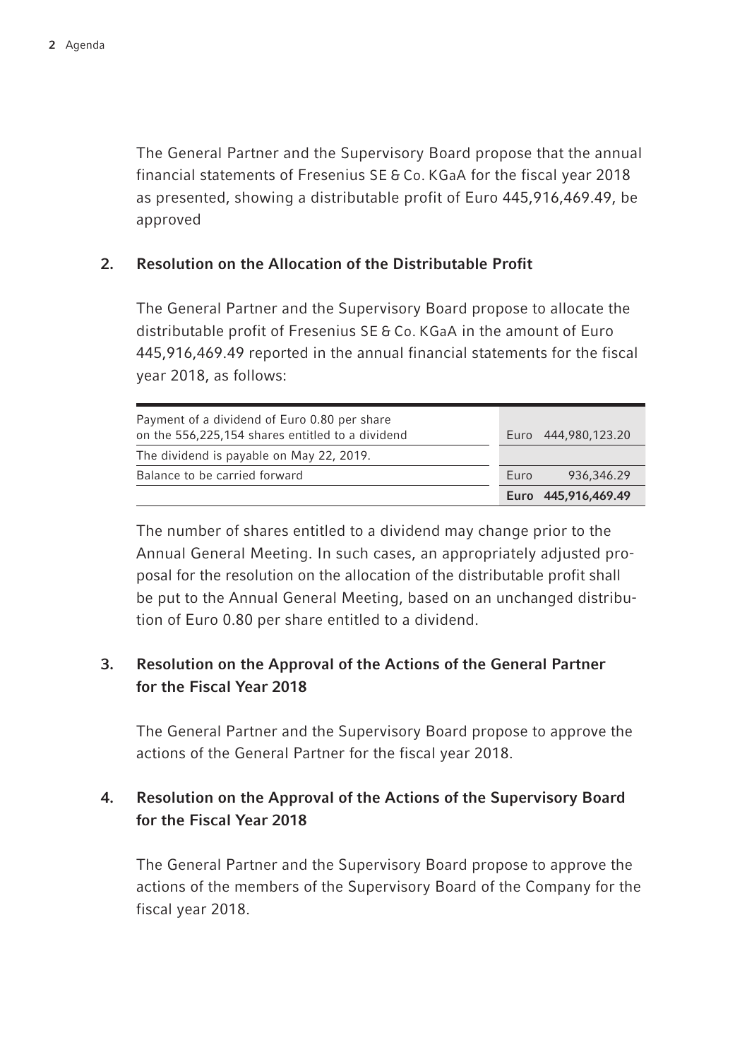The General Partner and the Supervisory Board propose that the annual financial statements of Fresenius SE & Co. KGaA for the fiscal year 2018 as presented, showing a distributable profit of Euro 445,916,469.49, be approved

## 2. Resolution on the Allocation of the Distributable Profit

The General Partner and the Supervisory Board propose to allocate the distributable profit of Fresenius SE & Co. KGaA in the amount of Euro 445,916,469.49 reported in the annual financial statements for the fiscal year 2018, as follows:

| | | |
|---|---|---|
| Payment of a dividend of Euro 0.80 per share on the 556,225,154 shares entitled to a dividend | Euro | 444,980,123.20 |
| The dividend is payable on May 22, 2019. | | |
| Balance to be carried forward | Euro | 936,346.29 |
| | **Euro** | **445,916,469.49** |

The number of shares entitled to a dividend may change prior to the Annual General Meeting. In such cases, an appropriately adjusted proposal for the resolution on the allocation of the distributable profit shall be put to the Annual General Meeting, based on an unchanged distribution of Euro 0.80 per share entitled to a dividend.

## 3. Resolution on the Approval of the Actions of the General Partner for the Fiscal Year 2018

The General Partner and the Supervisory Board propose to approve the actions of the General Partner for the fiscal year 2018.

## 4. Resolution on the Approval of the Actions of the Supervisory Board for the Fiscal Year 2018

The General Partner and the Supervisory Board propose to approve the actions of the members of the Supervisory Board of the Company for the fiscal year 2018.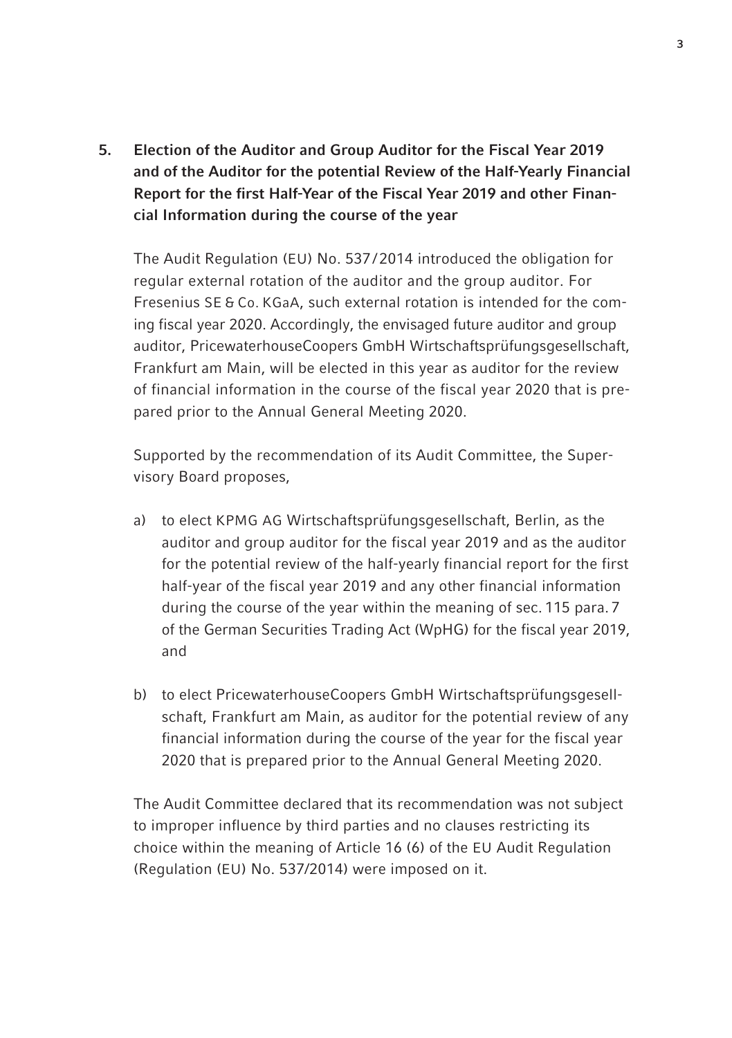## 5. Election of the Auditor and Group Auditor for the Fiscal Year 2019 and of the Auditor for the potential Review of the Half-Yearly Financial Report for the first Half-Year of the Fiscal Year 2019 and other Financial Information during the course of the year

The Audit Regulation (EU) No. 537/2014 introduced the obligation for regular external rotation of the auditor and the group auditor. For Fresenius SE & Co. KGaA, such external rotation is intended for the coming fiscal year 2020. Accordingly, the envisaged future auditor and group auditor, PricewaterhouseCoopers GmbH Wirtschaftsprüfungsgesellschaft, Frankfurt am Main, will be elected in this year as auditor for the review of financial information in the course of the fiscal year 2020 that is prepared prior to the Annual General Meeting 2020.

Supported by the recommendation of its Audit Committee, the Supervisory Board proposes,

a) to elect KPMG AG Wirtschaftsprüfungsgesellschaft, Berlin, as the auditor and group auditor for the fiscal year 2019 and as the auditor for the potential review of the half-yearly financial report for the first half-year of the fiscal year 2019 and any other financial information during the course of the year within the meaning of sec. 115 para. 7 of the German Securities Trading Act (WpHG) for the fiscal year 2019, and

b) to elect PricewaterhouseCoopers GmbH Wirtschaftsprüfungsgesellschaft, Frankfurt am Main, as auditor for the potential review of any financial information during the course of the year for the fiscal year 2020 that is prepared prior to the Annual General Meeting 2020.

The Audit Committee declared that its recommendation was not subject to improper influence by third parties and no clauses restricting its choice within the meaning of Article 16 (6) of the EU Audit Regulation (Regulation (EU) No. 537/2014) were imposed on it.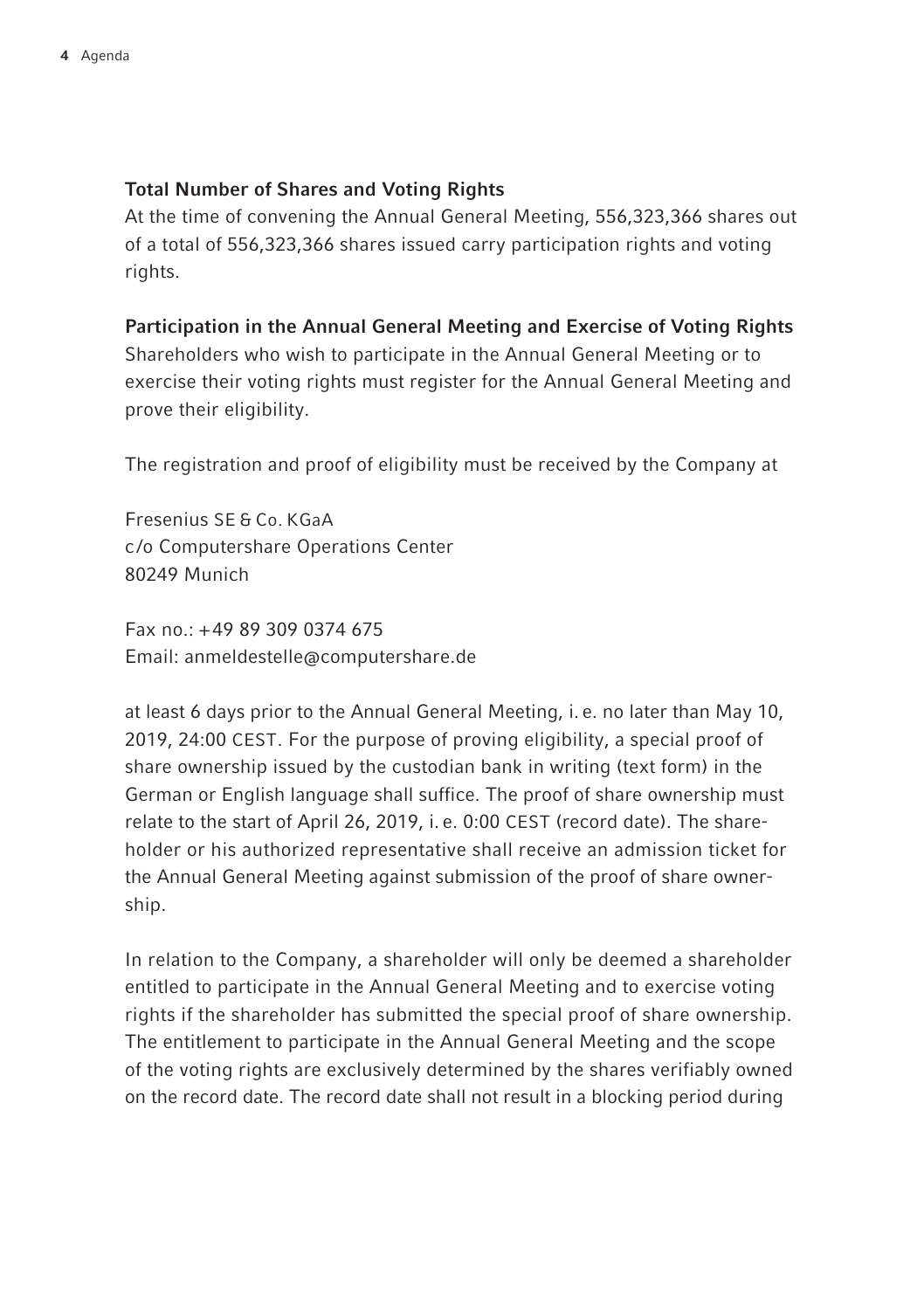**Total Number of Shares and Voting Rights**

At the time of convening the Annual General Meeting, 556,323,366 shares out of a total of 556,323,366 shares issued carry participation rights and voting rights.

**Participation in the Annual General Meeting and Exercise of Voting Rights**

Shareholders who wish to participate in the Annual General Meeting or to exercise their voting rights must register for the Annual General Meeting and prove their eligibility.

The registration and proof of eligibility must be received by the Company at

Fresenius SE & Co. KGaA
c/o Computershare Operations Center
80249 Munich

Fax no.: +49 89 309 0374 675
Email: anmeldestelle@computershare.de

at least 6 days prior to the Annual General Meeting, i.e. no later than May 10, 2019, 24:00 CEST. For the purpose of proving eligibility, a special proof of share ownership issued by the custodian bank in writing (text form) in the German or English language shall suffice. The proof of share ownership must relate to the start of April 26, 2019, i.e. 0:00 CEST (record date). The shareholder or his authorized representative shall receive an admission ticket for the Annual General Meeting against submission of the proof of share ownership.

In relation to the Company, a shareholder will only be deemed a shareholder entitled to participate in the Annual General Meeting and to exercise voting rights if the shareholder has submitted the special proof of share ownership. The entitlement to participate in the Annual General Meeting and the scope of the voting rights are exclusively determined by the shares verifiably owned on the record date. The record date shall not result in a blocking period during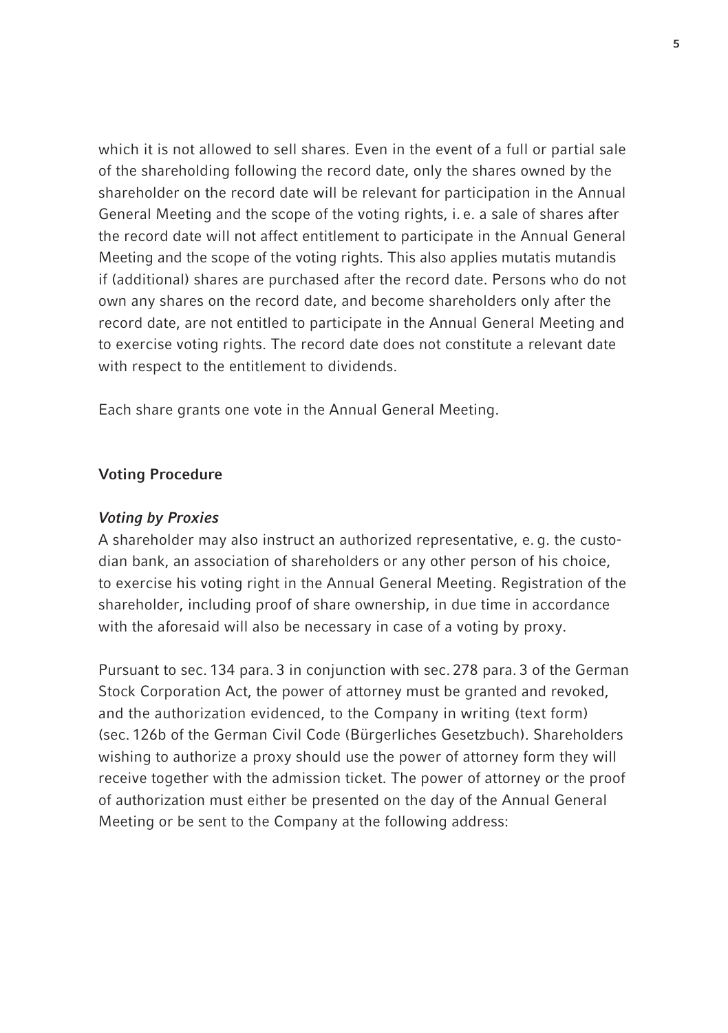which it is not allowed to sell shares. Even in the event of a full or partial sale of the shareholding following the record date, only the shares owned by the shareholder on the record date will be relevant for participation in the Annual General Meeting and the scope of the voting rights, i. e. a sale of shares after the record date will not affect entitlement to participate in the Annual General Meeting and the scope of the voting rights. This also applies mutatis mutandis if (additional) shares are purchased after the record date. Persons who do not own any shares on the record date, and become shareholders only after the record date, are not entitled to participate in the Annual General Meeting and to exercise voting rights. The record date does not constitute a relevant date with respect to the entitlement to dividends.

Each share grants one vote in the Annual General Meeting.

## Voting Procedure

### *Voting by Proxies*

A shareholder may also instruct an authorized representative, e. g. the custodian bank, an association of shareholders or any other person of his choice, to exercise his voting right in the Annual General Meeting. Registration of the shareholder, including proof of share ownership, in due time in accordance with the aforesaid will also be necessary in case of a voting by proxy.

Pursuant to sec. 134 para. 3 in conjunction with sec. 278 para. 3 of the German Stock Corporation Act, the power of attorney must be granted and revoked, and the authorization evidenced, to the Company in writing (text form) (sec. 126b of the German Civil Code (Bürgerliches Gesetzbuch). Shareholders wishing to authorize a proxy should use the power of attorney form they will receive together with the admission ticket. The power of attorney or the proof of authorization must either be presented on the day of the Annual General Meeting or be sent to the Company at the following address: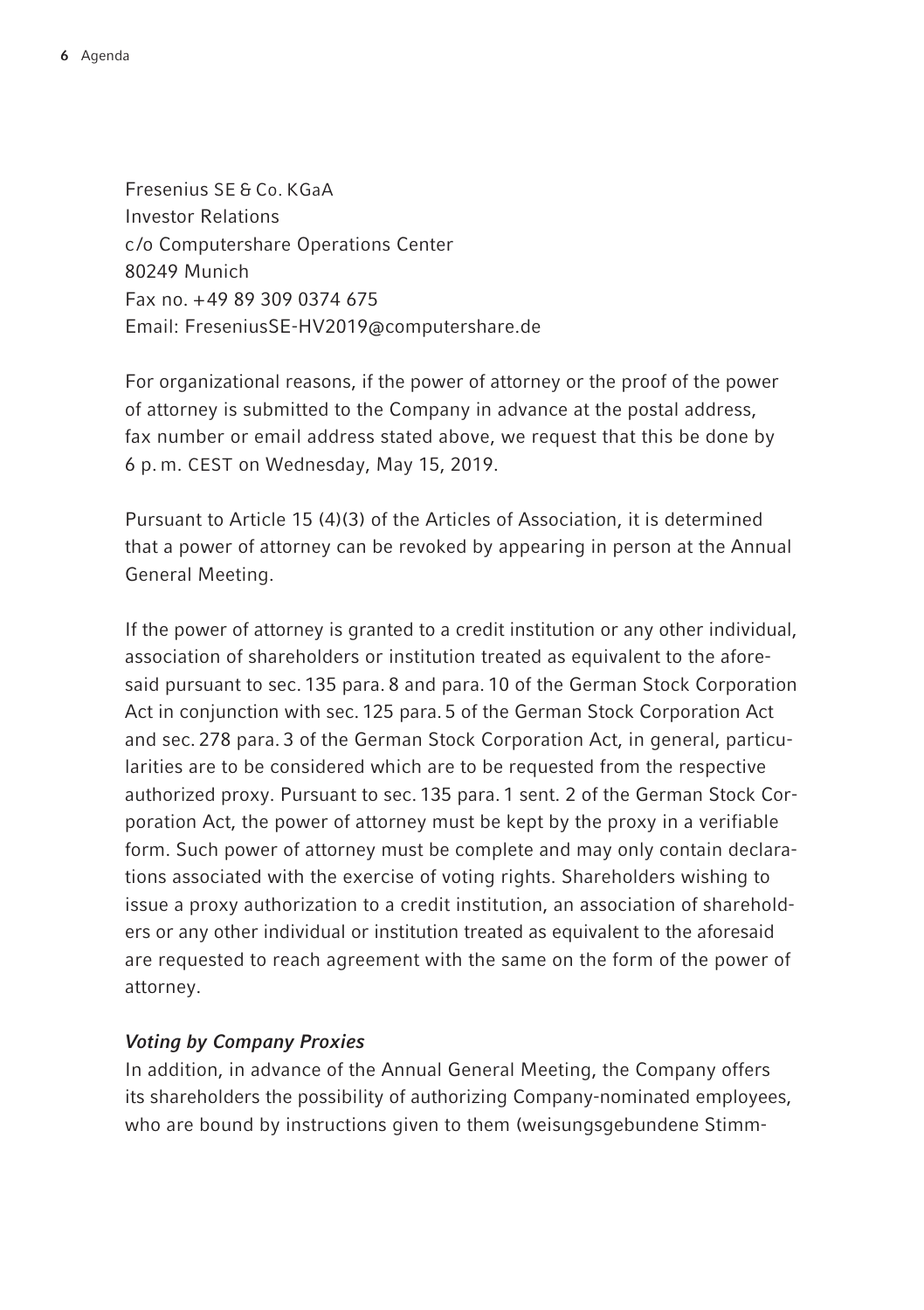Fresenius SE & Co. KGaA  
Investor Relations  
c/o Computershare Operations Center  
80249 Munich  
Fax no. +49 89 309 0374 675  
Email: FreseniusSE-HV2019@computershare.de

For organizational reasons, if the power of attorney or the proof of the power of attorney is submitted to the Company in advance at the postal address, fax number or email address stated above, we request that this be done by 6 p. m. CEST on Wednesday, May 15, 2019.

Pursuant to Article 15 (4)(3) of the Articles of Association, it is determined that a power of attorney can be revoked by appearing in person at the Annual General Meeting.

If the power of attorney is granted to a credit institution or any other individual, association of shareholders or institution treated as equivalent to the aforesaid pursuant to sec. 135 para. 8 and para. 10 of the German Stock Corporation Act in conjunction with sec. 125 para. 5 of the German Stock Corporation Act and sec. 278 para. 3 of the German Stock Corporation Act, in general, particularities are to be considered which are to be requested from the respective authorized proxy. Pursuant to sec. 135 para. 1 sent. 2 of the German Stock Corporation Act, the power of attorney must be kept by the proxy in a verifiable form. Such power of attorney must be complete and may only contain declarations associated with the exercise of voting rights. Shareholders wishing to issue a proxy authorization to a credit institution, an association of shareholders or any other individual or institution treated as equivalent to the aforesaid are requested to reach agreement with the same on the form of the power of attorney.

***Voting by Company Proxies***

In addition, in advance of the Annual General Meeting, the Company offers its shareholders the possibility of authorizing Company-nominated employees, who are bound by instructions given to them (weisungsgebundene Stimm-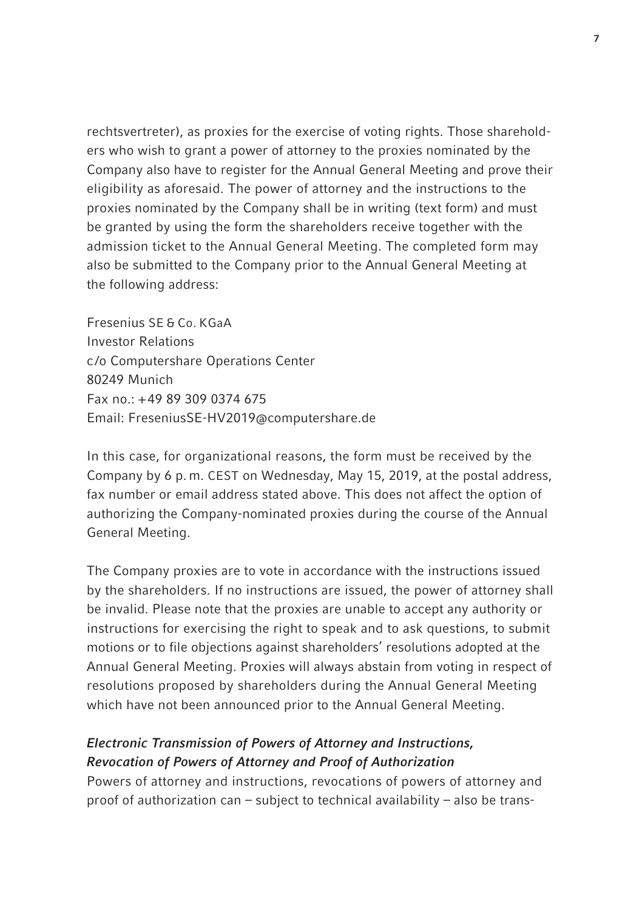rechtsvertreter), as proxies for the exercise of voting rights. Those sharehold­ers who wish to grant a power of attorney to the proxies nominated by the Company also have to register for the Annual General Meeting and prove their eligibility as aforesaid. The power of attorney and the instructions to the proxies nominated by the Company shall be in writing (text form) and must be granted by using the form the shareholders receive together with the admission ticket to the Annual General Meeting. The completed form may also be submitted to the Company prior to the Annual General Meeting at the following address:

Fresenius SE & Co. KGaA  
Investor Relations  
c/o Computershare Operations Center  
80249 Munich  
Fax no.: +49 89 309 0374 675  
Email: FreseniusSE-HV2019@computershare.de

In this case, for organizational reasons, the form must be received by the Company by 6 p.m. CEST on Wednesday, May 15, 2019, at the postal address, fax number or email address stated above. This does not affect the option of authorizing the Company-nominated proxies during the course of the Annual General Meeting.

The Company proxies are to vote in accordance with the instructions issued by the shareholders. If no instructions are issued, the power of attorney shall be invalid. Please note that the proxies are unable to accept any authority or instructions for exercising the right to speak and to ask questions, to submit motions or to file objections against shareholders' resolutions adopted at the Annual General Meeting. Proxies will always abstain from voting in respect of resolutions proposed by shareholders during the Annual General Meeting which have not been announced prior to the Annual General Meeting.

***Electronic Transmission of Powers of Attorney and Instructions, Revocation of Powers of Attorney and Proof of Authorization***

Powers of attorney and instructions, revocations of powers of attorney and proof of authorization can – subject to technical availability – also be trans-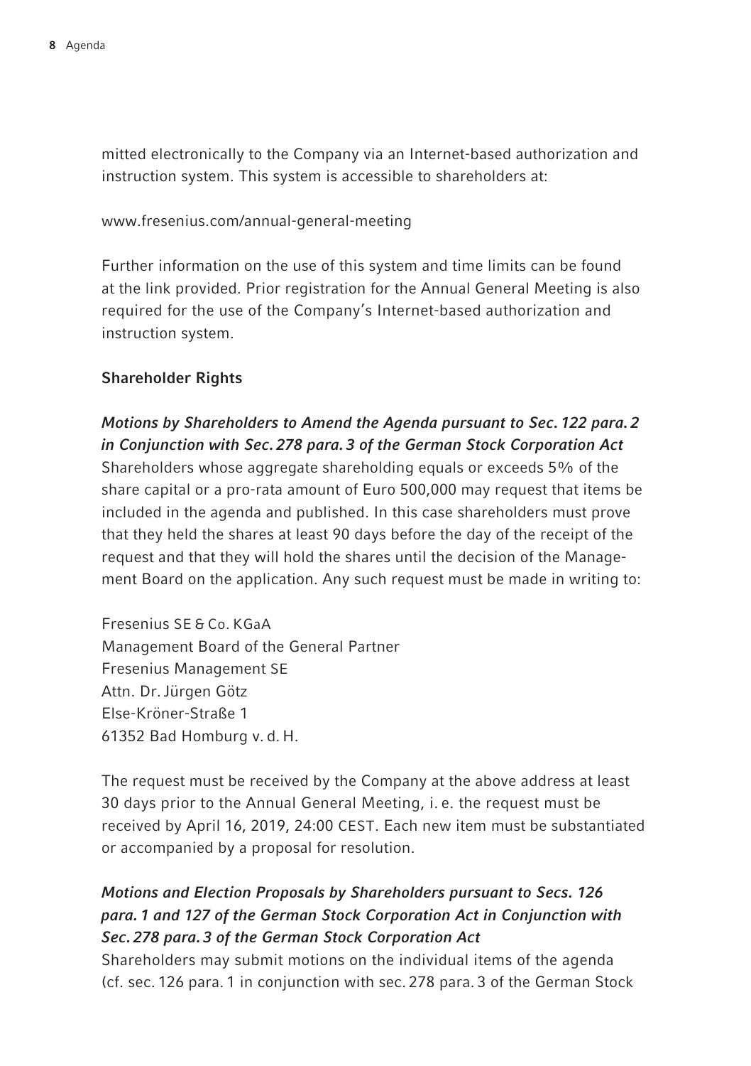mitted electronically to the Company via an Internet-based authorization and instruction system. This system is accessible to shareholders at:

www.fresenius.com/annual-general-meeting

Further information on the use of this system and time limits can be found at the link provided. Prior registration for the Annual General Meeting is also required for the use of the Company's Internet-based authorization and instruction system.

**Shareholder Rights**

***Motions by Shareholders to Amend the Agenda pursuant to Sec. 122 para. 2 in Conjunction with Sec. 278 para. 3 of the German Stock Corporation Act***

Shareholders whose aggregate shareholding equals or exceeds 5% of the share capital or a pro-rata amount of Euro 500,000 may request that items be included in the agenda and published. In this case shareholders must prove that they held the shares at least 90 days before the day of the receipt of the request and that they will hold the shares until the decision of the Management Board on the application. Any such request must be made in writing to:

Fresenius SE & Co. KGaA
Management Board of the General Partner
Fresenius Management SE
Attn. Dr. Jürgen Götz
Else-Kröner-Straße 1
61352 Bad Homburg v. d. H.

The request must be received by the Company at the above address at least 30 days prior to the Annual General Meeting, i. e. the request must be received by April 16, 2019, 24:00 CEST. Each new item must be substantiated or accompanied by a proposal for resolution.

***Motions and Election Proposals by Shareholders pursuant to Secs. 126 para. 1 and 127 of the German Stock Corporation Act in Conjunction with Sec. 278 para. 3 of the German Stock Corporation Act***

Shareholders may submit motions on the individual items of the agenda (cf. sec. 126 para. 1 in conjunction with sec. 278 para. 3 of the German Stock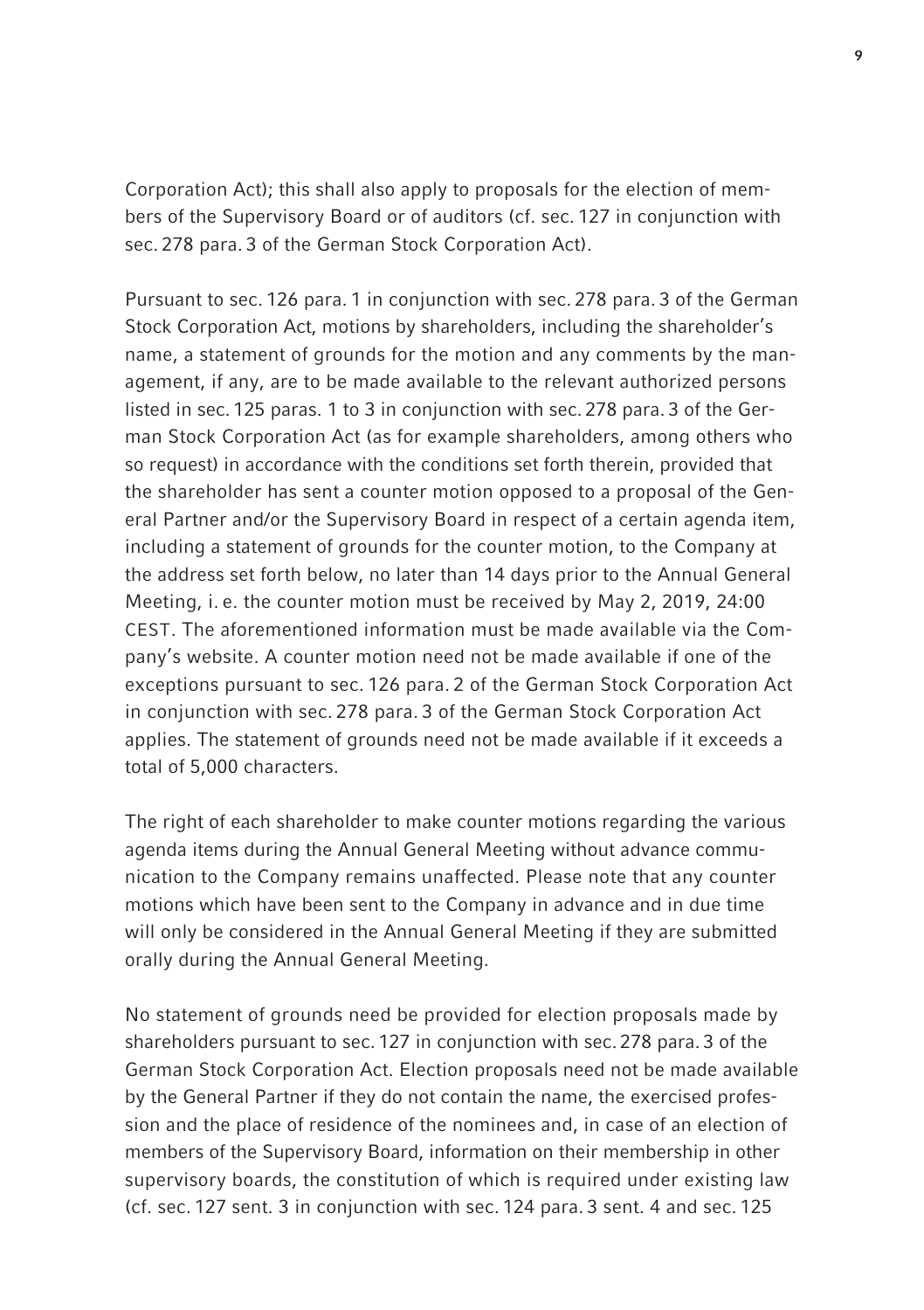Corporation Act); this shall also apply to proposals for the election of members of the Supervisory Board or of auditors (cf. sec. 127 in conjunction with sec. 278 para. 3 of the German Stock Corporation Act).

Pursuant to sec. 126 para. 1 in conjunction with sec. 278 para. 3 of the German Stock Corporation Act, motions by shareholders, including the shareholder's name, a statement of grounds for the motion and any comments by the management, if any, are to be made available to the relevant authorized persons listed in sec. 125 paras. 1 to 3 in conjunction with sec. 278 para. 3 of the German Stock Corporation Act (as for example shareholders, among others who so request) in accordance with the conditions set forth therein, provided that the shareholder has sent a counter motion opposed to a proposal of the General Partner and/or the Supervisory Board in respect of a certain agenda item, including a statement of grounds for the counter motion, to the Company at the address set forth below, no later than 14 days prior to the Annual General Meeting, i. e. the counter motion must be received by May 2, 2019, 24:00 CEST. The aforementioned information must be made available via the Company's website. A counter motion need not be made available if one of the exceptions pursuant to sec. 126 para. 2 of the German Stock Corporation Act in conjunction with sec. 278 para. 3 of the German Stock Corporation Act applies. The statement of grounds need not be made available if it exceeds a total of 5,000 characters.

The right of each shareholder to make counter motions regarding the various agenda items during the Annual General Meeting without advance communication to the Company remains unaffected. Please note that any counter motions which have been sent to the Company in advance and in due time will only be considered in the Annual General Meeting if they are submitted orally during the Annual General Meeting.

No statement of grounds need be provided for election proposals made by shareholders pursuant to sec. 127 in conjunction with sec. 278 para. 3 of the German Stock Corporation Act. Election proposals need not be made available by the General Partner if they do not contain the name, the exercised profession and the place of residence of the nominees and, in case of an election of members of the Supervisory Board, information on their membership in other supervisory boards, the constitution of which is required under existing law (cf. sec. 127 sent. 3 in conjunction with sec. 124 para. 3 sent. 4 and sec. 125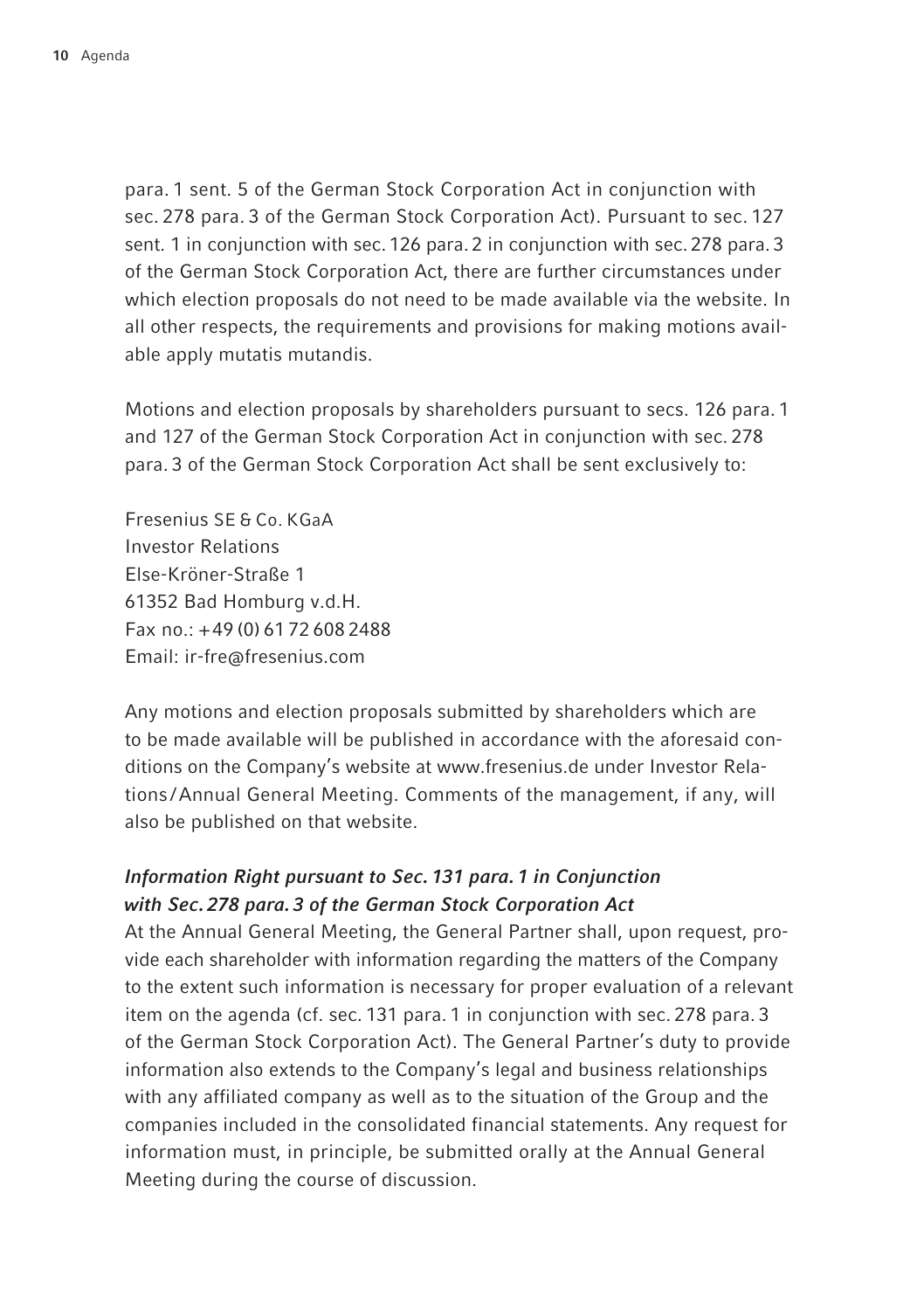para. 1 sent. 5 of the German Stock Corporation Act in conjunction with sec. 278 para. 3 of the German Stock Corporation Act). Pursuant to sec. 127 sent. 1 in conjunction with sec. 126 para. 2 in conjunction with sec. 278 para. 3 of the German Stock Corporation Act, there are further circumstances under which election proposals do not need to be made available via the website. In all other respects, the requirements and provisions for making motions available apply mutatis mutandis.

Motions and election proposals by shareholders pursuant to secs. 126 para. 1 and 127 of the German Stock Corporation Act in conjunction with sec. 278 para. 3 of the German Stock Corporation Act shall be sent exclusively to:

Fresenius SE & Co. KGaA
Investor Relations
Else-Kröner-Straße 1
61352 Bad Homburg v.d.H.
Fax no.: +49 (0) 61 72 608 2488
Email: ir-fre@fresenius.com

Any motions and election proposals submitted by shareholders which are to be made available will be published in accordance with the aforesaid conditions on the Company's website at www.fresenius.de under Investor Relations / Annual General Meeting. Comments of the management, if any, will also be published on that website.

### *Information Right pursuant to Sec. 131 para. 1 in Conjunction with Sec. 278 para. 3 of the German Stock Corporation Act*

At the Annual General Meeting, the General Partner shall, upon request, provide each shareholder with information regarding the matters of the Company to the extent such information is necessary for proper evaluation of a relevant item on the agenda (cf. sec. 131 para. 1 in conjunction with sec. 278 para. 3 of the German Stock Corporation Act). The General Partner's duty to provide information also extends to the Company's legal and business relationships with any affiliated company as well as to the situation of the Group and the companies included in the consolidated financial statements. Any request for information must, in principle, be submitted orally at the Annual General Meeting during the course of discussion.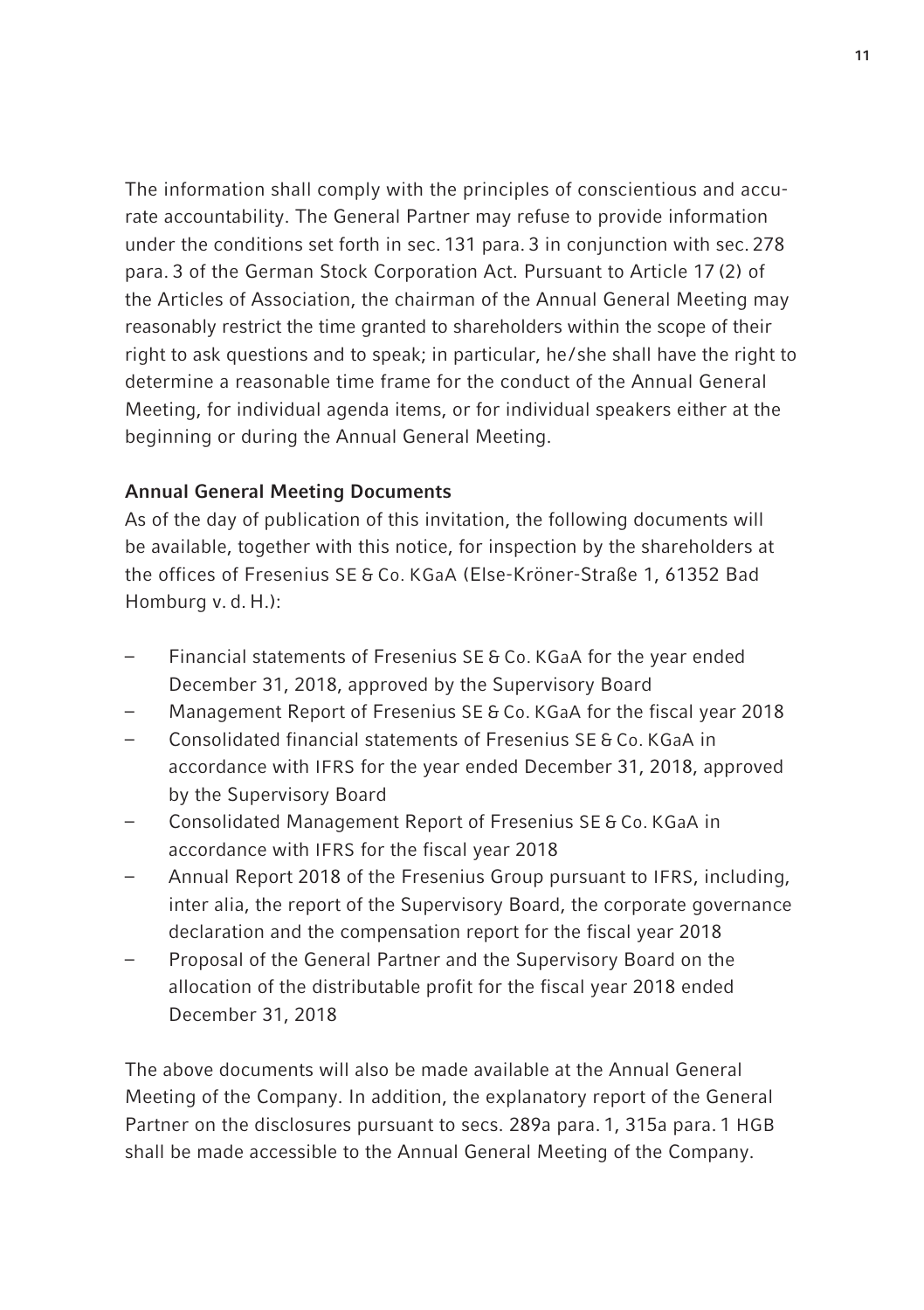The information shall comply with the principles of conscientious and accurate accountability. The General Partner may refuse to provide information under the conditions set forth in sec. 131 para. 3 in conjunction with sec. 278 para. 3 of the German Stock Corporation Act. Pursuant to Article 17 (2) of the Articles of Association, the chairman of the Annual General Meeting may reasonably restrict the time granted to shareholders within the scope of their right to ask questions and to speak; in particular, he/she shall have the right to determine a reasonable time frame for the conduct of the Annual General Meeting, for individual agenda items, or for individual speakers either at the beginning or during the Annual General Meeting.

**Annual General Meeting Documents**

As of the day of publication of this invitation, the following documents will be available, together with this notice, for inspection by the shareholders at the offices of Fresenius SE & Co. KGaA (Else-Kröner-Straße 1, 61352 Bad Homburg v. d. H.):

- Financial statements of Fresenius SE & Co. KGaA for the year ended December 31, 2018, approved by the Supervisory Board
- Management Report of Fresenius SE & Co. KGaA for the fiscal year 2018
- Consolidated financial statements of Fresenius SE & Co. KGaA in accordance with IFRS for the year ended December 31, 2018, approved by the Supervisory Board
- Consolidated Management Report of Fresenius SE & Co. KGaA in accordance with IFRS for the fiscal year 2018
- Annual Report 2018 of the Fresenius Group pursuant to IFRS, including, inter alia, the report of the Supervisory Board, the corporate governance declaration and the compensation report for the fiscal year 2018
- Proposal of the General Partner and the Supervisory Board on the allocation of the distributable profit for the fiscal year 2018 ended December 31, 2018

The above documents will also be made available at the Annual General Meeting of the Company. In addition, the explanatory report of the General Partner on the disclosures pursuant to secs. 289a para. 1, 315a para. 1 HGB shall be made accessible to the Annual General Meeting of the Company.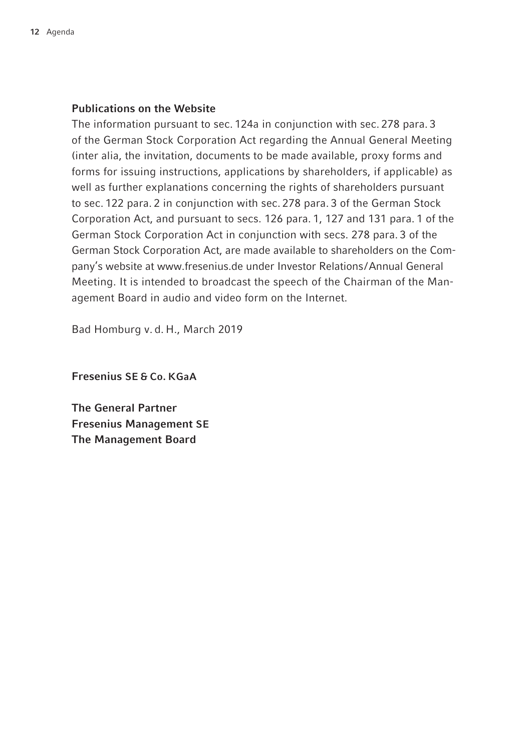### Publications on the Website

The information pursuant to sec. 124a in conjunction with sec. 278 para. 3 of the German Stock Corporation Act regarding the Annual General Meeting (inter alia, the invitation, documents to be made available, proxy forms and forms for issuing instructions, applications by shareholders, if applicable) as well as further explanations concerning the rights of shareholders pursuant to sec. 122 para. 2 in conjunction with sec. 278 para. 3 of the German Stock Corporation Act, and pursuant to secs. 126 para. 1, 127 and 131 para. 1 of the German Stock Corporation Act in conjunction with secs. 278 para. 3 of the German Stock Corporation Act, are made available to shareholders on the Company's website at www.fresenius.de under Investor Relations/Annual General Meeting. It is intended to broadcast the speech of the Chairman of the Management Board in audio and video form on the Internet.

Bad Homburg v. d. H., March 2019

**Fresenius SE & Co. KGaA**

**The General Partner**
**Fresenius Management SE**
**The Management Board**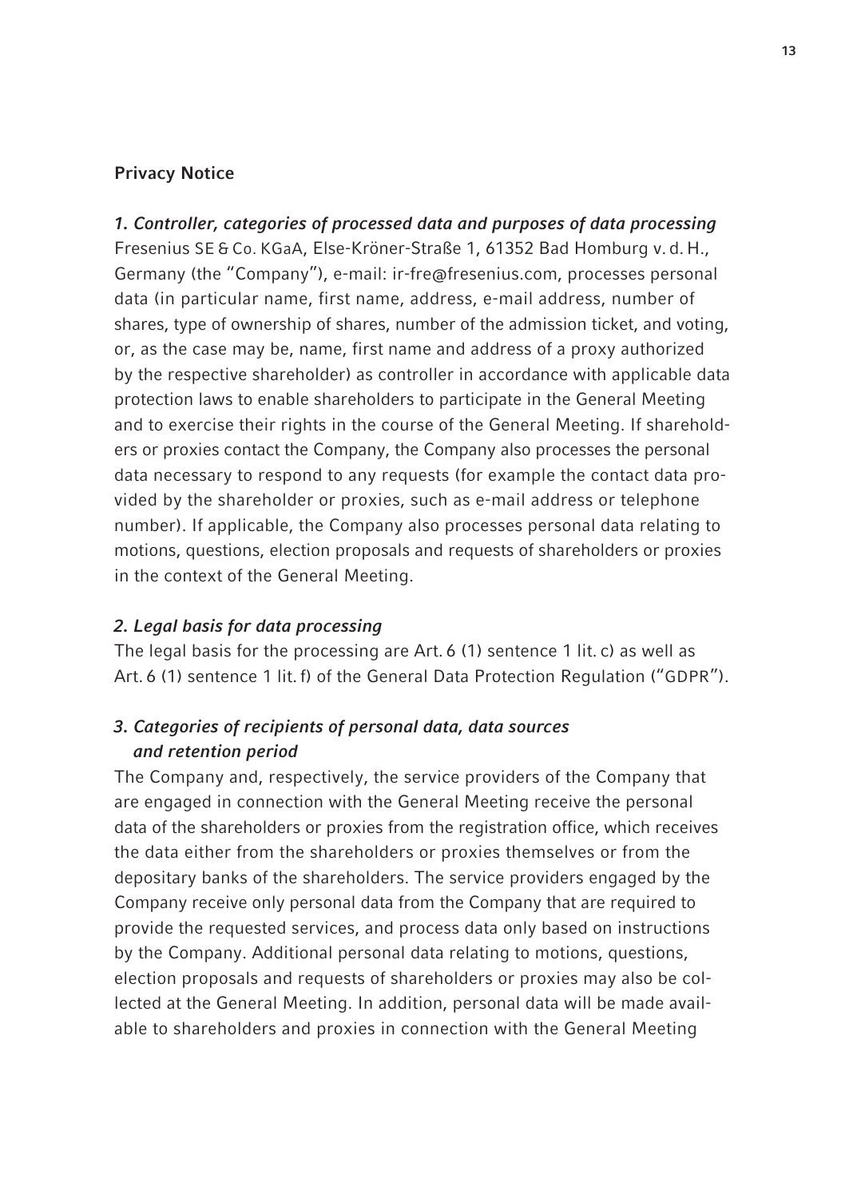## Privacy Notice

### *1. Controller, categories of processed data and purposes of data processing*

Fresenius SE & Co. KGaA, Else-Kröner-Straße 1, 61352 Bad Homburg v. d. H., Germany (the "Company"), e-mail: ir-fre@fresenius.com, processes personal data (in particular name, first name, address, e-mail address, number of shares, type of ownership of shares, number of the admission ticket, and voting, or, as the case may be, name, first name and address of a proxy authorized by the respective shareholder) as controller in accordance with applicable data protection laws to enable shareholders to participate in the General Meeting and to exercise their rights in the course of the General Meeting. If shareholders or proxies contact the Company, the Company also processes the personal data necessary to respond to any requests (for example the contact data provided by the shareholder or proxies, such as e-mail address or telephone number). If applicable, the Company also processes personal data relating to motions, questions, election proposals and requests of shareholders or proxies in the context of the General Meeting.

### *2. Legal basis for data processing*

The legal basis for the processing are Art. 6 (1) sentence 1 lit. c) as well as Art. 6 (1) sentence 1 lit. f) of the General Data Protection Regulation ("GDPR").

### *3. Categories of recipients of personal data, data sources and retention period*

The Company and, respectively, the service providers of the Company that are engaged in connection with the General Meeting receive the personal data of the shareholders or proxies from the registration office, which receives the data either from the shareholders or proxies themselves or from the depositary banks of the shareholders. The service providers engaged by the Company receive only personal data from the Company that are required to provide the requested services, and process data only based on instructions by the Company. Additional personal data relating to motions, questions, election proposals and requests of shareholders or proxies may also be collected at the General Meeting. In addition, personal data will be made available to shareholders and proxies in connection with the General Meeting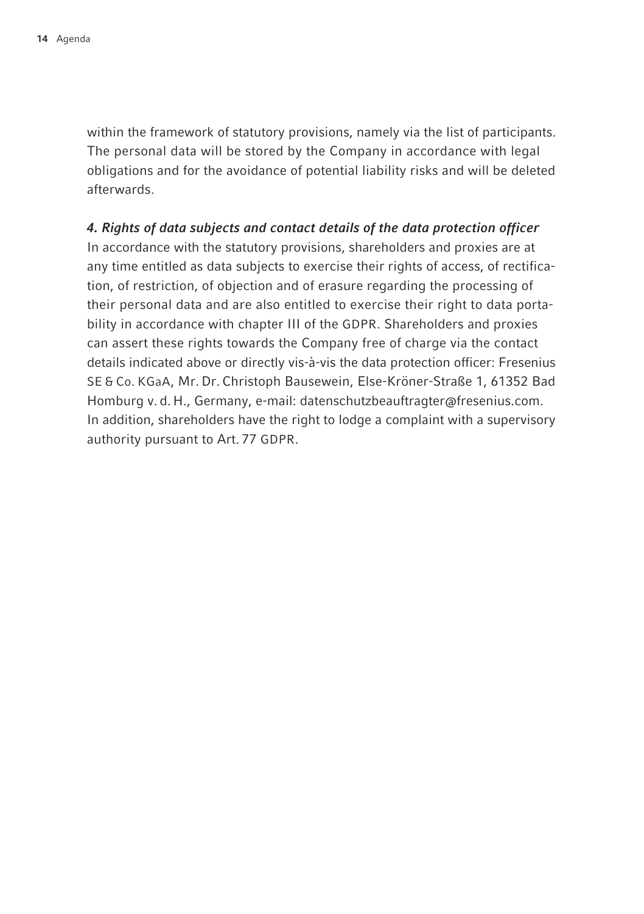within the framework of statutory provisions, namely via the list of participants. The personal data will be stored by the Company in accordance with legal obligations and for the avoidance of potential liability risks and will be deleted afterwards.

***4. Rights of data subjects and contact details of the data protection officer***

In accordance with the statutory provisions, shareholders and proxies are at any time entitled as data subjects to exercise their rights of access, of rectification, of restriction, of objection and of erasure regarding the processing of their personal data and are also entitled to exercise their right to data portability in accordance with chapter III of the GDPR. Shareholders and proxies can assert these rights towards the Company free of charge via the contact details indicated above or directly vis-à-vis the data protection officer: Fresenius SE & Co. KGaA, Mr. Dr. Christoph Bausewein, Else-Kröner-Straße 1, 61352 Bad Homburg v. d. H., Germany, e-mail: datenschutzbeauftragter@fresenius.com. In addition, shareholders have the right to lodge a complaint with a supervisory authority pursuant to Art. 77 GDPR.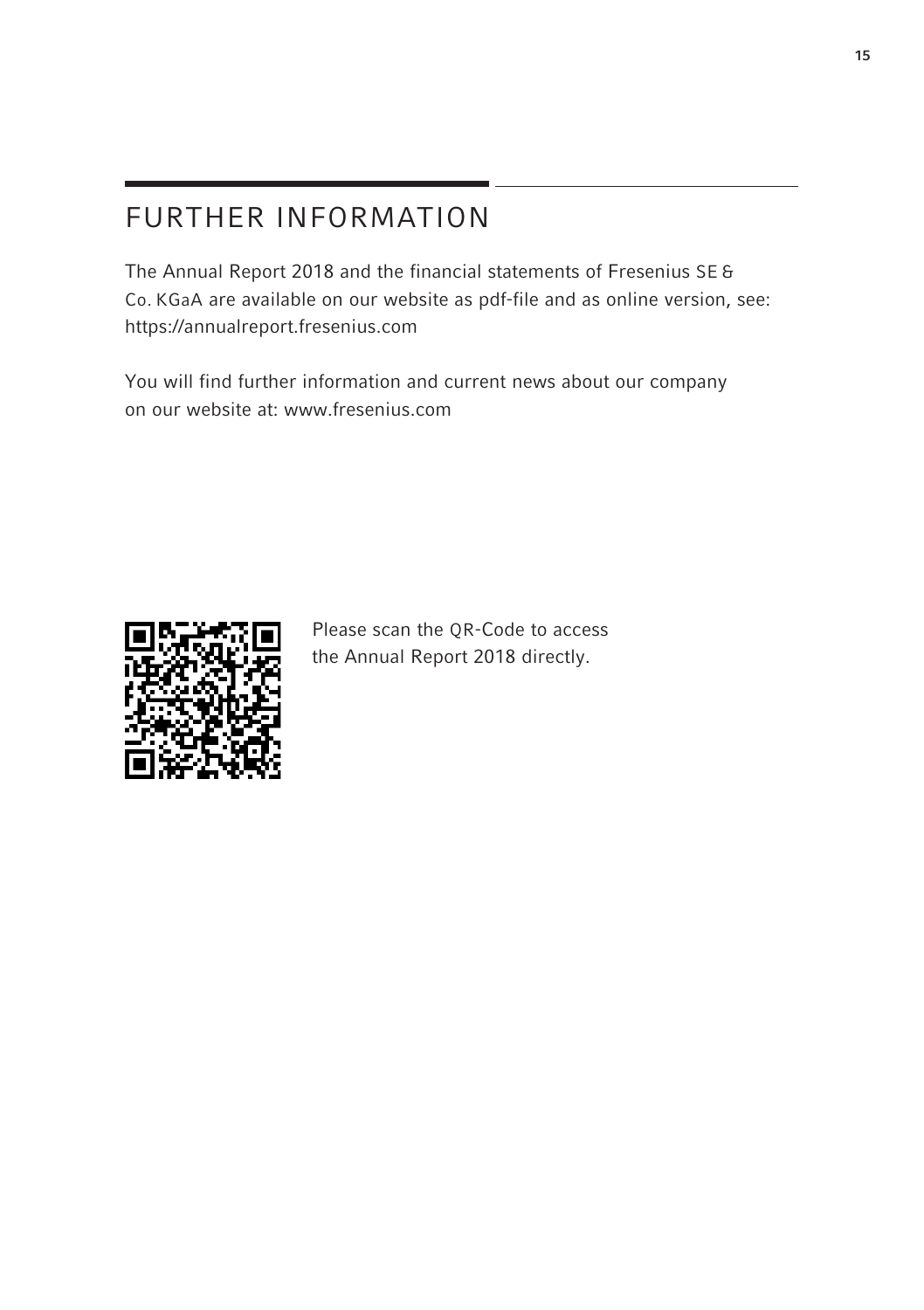# FURTHER INFORMATION

The Annual Report 2018 and the financial statements of Fresenius SE & Co. KGaA are available on our website as pdf-file and as online version, see: https://annualreport.fresenius.com

You will find further information and current news about our company on our website at: www.fresenius.com

Please scan the QR-Code to access the Annual Report 2018 directly.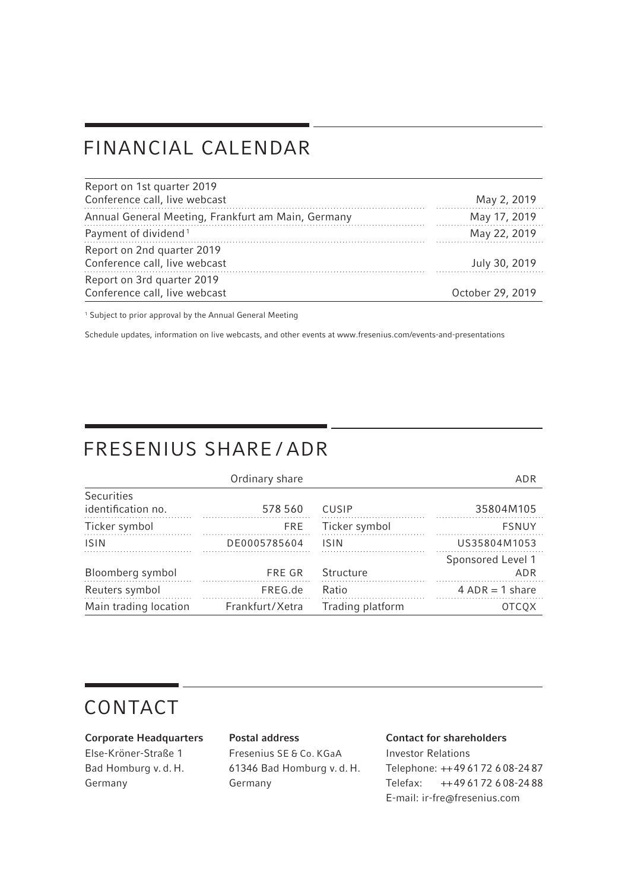## FINANCIAL CALENDAR

| | |
|---|---|
| Report on 1st quarter 2019<br>Conference call, live webcast | May 2, 2019 |
| Annual General Meeting, Frankfurt am Main, Germany | May 17, 2019 |
| Payment of dividend[1] | May 22, 2019 |
| Report on 2nd quarter 2019<br>Conference call, live webcast | July 30, 2019 |
| Report on 3rd quarter 2019<br>Conference call, live webcast | October 29, 2019 |

[1] Subject to prior approval by the Annual General Meeting

Schedule updates, information on live webcasts, and other events at www.fresenius.com/events-and-presentations

## FRESENIUS SHARE / ADR

| | Ordinary share | | ADR |
|---|---|---|---|
| Securities identification no. | 578 560 | CUSIP | 35804M105 |
| Ticker symbol | FRE | Ticker symbol | FSNUY |
| ISIN | DE0005785604 | ISIN | US35804M1053 |
| Bloomberg symbol | FRE GR | Structure | Sponsored Level 1 ADR |
| Reuters symbol | FREG.de | Ratio | 4 ADR = 1 share |
| Main trading location | Frankfurt/Xetra | Trading platform | OTCQX |

## CONTACT

**Corporate Headquarters**
Else-Kröner-Straße 1
Bad Homburg v. d. H.
Germany

**Postal address**
Fresenius SE & Co. KGaA
61346 Bad Homburg v. d. H.
Germany

**Contact for shareholders**
Investor Relations
Telephone: ++49 61 72 6 08-24 87
Telefax: ++49 61 72 6 08-24 88
E-mail: ir-fre@fresenius.com